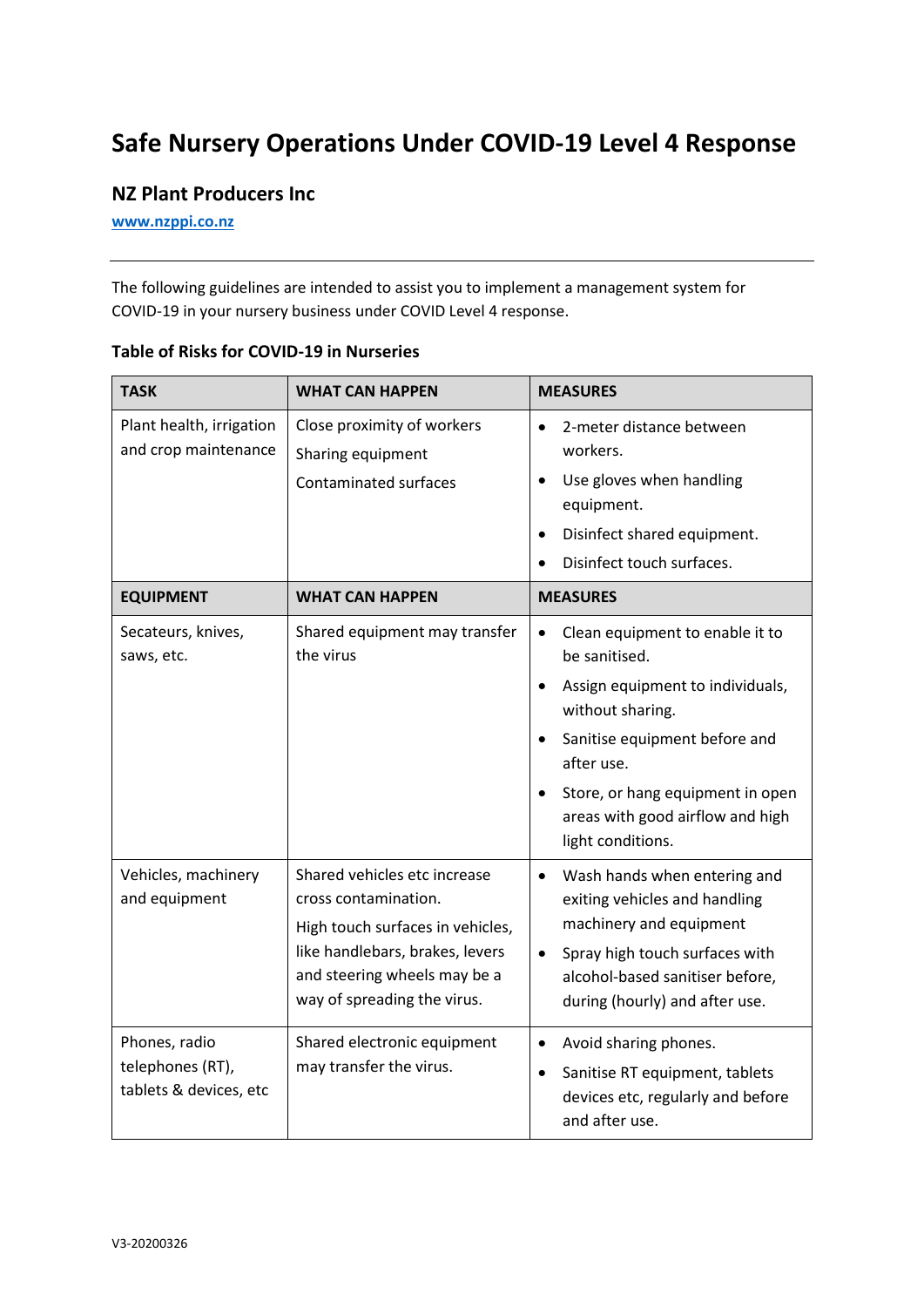# Safe Nursery Operations Under COVID-19 Level 4 Response

## NZ Plant Producers Inc

[www.nzppi.co.nz](http://www.nzppi.co.nz)

---

The following guidelines are intended to assist you to implement a management system for COVID-19 in your nursery business under COVID Level 4 response.

### Table of Risks for COVID-19 in Nurseries

| TASK | WHAT CAN HAPPEN | MEASURES |
|---|---|---|
| Plant health, irrigation and crop maintenance | Close proximity of workers<br>Sharing equipment<br>Contaminated surfaces | • 2-meter distance between workers.<br>• Use gloves when handling equipment.<br>• Disinfect shared equipment.<br>• Disinfect touch surfaces. |
| **EQUIPMENT** | **WHAT CAN HAPPEN** | **MEASURES** |
| Secateurs, knives, saws, etc. | Shared equipment may transfer the virus | • Clean equipment to enable it to be sanitised.<br>• Assign equipment to individuals, without sharing.<br>• Sanitise equipment before and after use.<br>• Store, or hang equipment in open areas with good airflow and high light conditions. |
| Vehicles, machinery and equipment | Shared vehicles etc increase cross contamination.<br>High touch surfaces in vehicles, like handlebars, brakes, levers and steering wheels may be a way of spreading the virus. | • Wash hands when entering and exiting vehicles and handling machinery and equipment<br>• Spray high touch surfaces with alcohol-based sanitiser before, during (hourly) and after use. |
| Phones, radio telephones (RT), tablets & devices, etc | Shared electronic equipment may transfer the virus. | • Avoid sharing phones.<br>• Sanitise RT equipment, tablets devices etc, regularly and before and after use. |

V3-20200326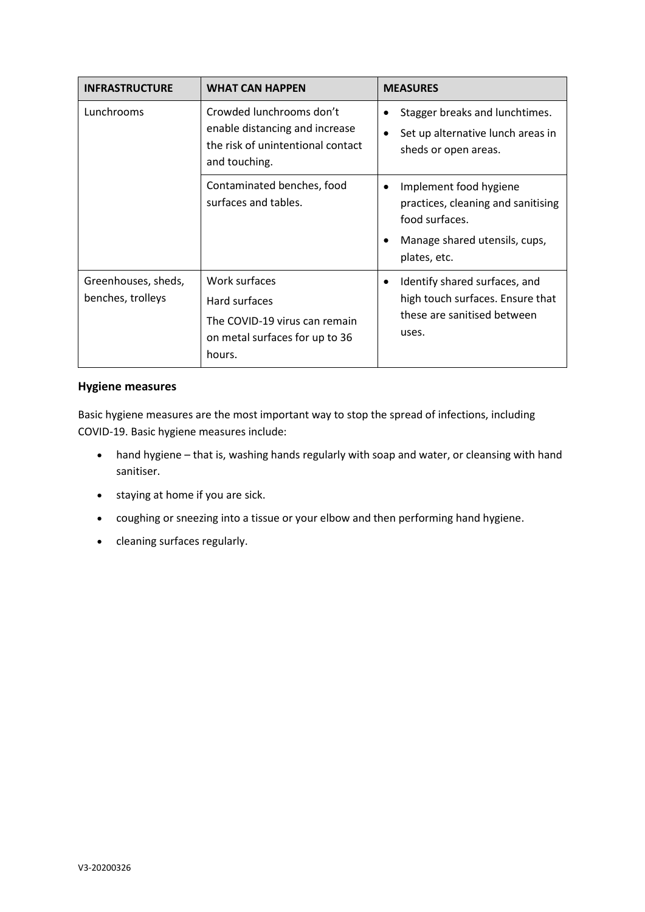| INFRASTRUCTURE | WHAT CAN HAPPEN | MEASURES |
|---|---|---|
| Lunchrooms | Crowded lunchrooms don't enable distancing and increase the risk of unintentional contact and touching. | • Stagger breaks and lunchtimes.<br>• Set up alternative lunch areas in sheds or open areas. |
| | Contaminated benches, food surfaces and tables. | • Implement food hygiene practices, cleaning and sanitising food surfaces.<br>• Manage shared utensils, cups, plates, etc. |
| Greenhouses, sheds, benches, trolleys | Work surfaces<br>Hard surfaces<br>The COVID-19 virus can remain on metal surfaces for up to 36 hours. | • Identify shared surfaces, and high touch surfaces. Ensure that these are sanitised between uses. |

**Hygiene measures**

Basic hygiene measures are the most important way to stop the spread of infections, including COVID-19. Basic hygiene measures include:

- hand hygiene – that is, washing hands regularly with soap and water, or cleansing with hand sanitiser.
- staying at home if you are sick.
- coughing or sneezing into a tissue or your elbow and then performing hand hygiene.
- cleaning surfaces regularly.